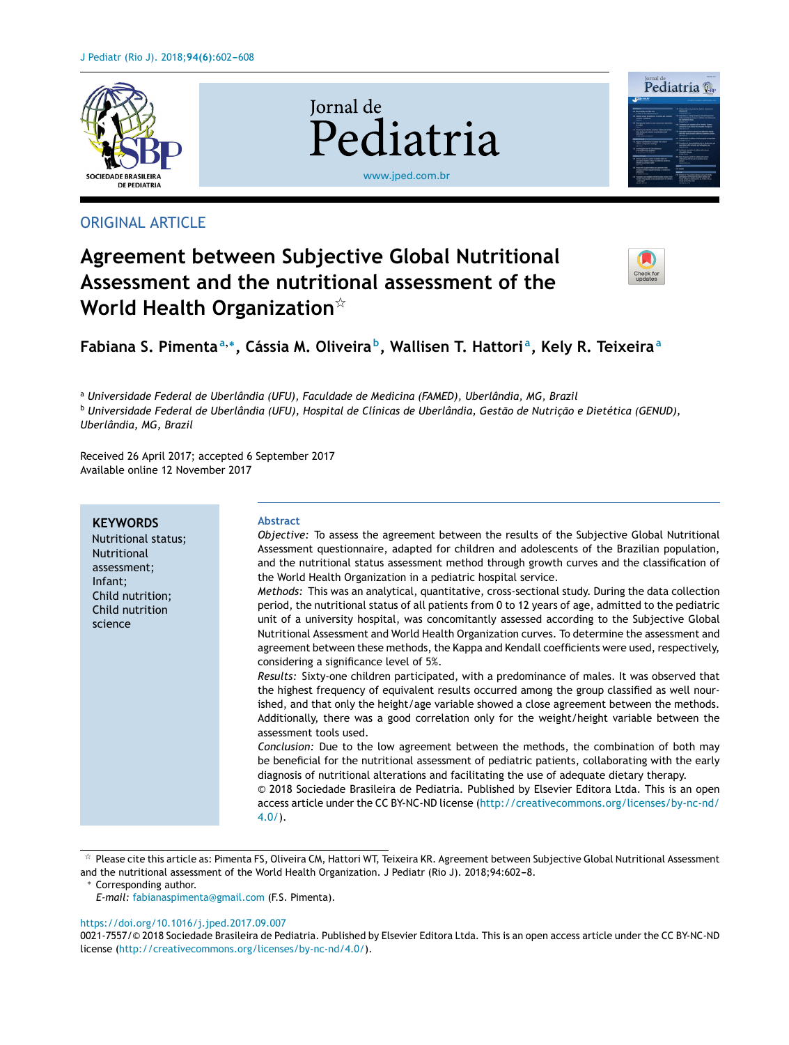ORIGINAL ARTICLE

# Agreement between Subjective Global Nutritional Assessment and the nutritional assessment of the World Health Organization☆

**Fabiana S. Pimenta[a,*], Cássia M. Oliveira[b], Wallisen T. Hattori[a], Kely R. Teixeira[a]**

[a] *Universidade Federal de Uberlândia (UFU), Faculdade de Medicina (FAMED), Uberlândia, MG, Brazil*
[b] *Universidade Federal de Uberlândia (UFU), Hospital de Clínicas de Uberlândia, Gestão de Nutrição e Dietética (GENUD), Uberlândia, MG, Brazil*

Received 26 April 2017; accepted 6 September 2017
Available online 12 November 2017

**KEYWORDS**
Nutritional status;
Nutritional assessment;
Infant;
Child nutrition;
Child nutrition science

**Abstract**

*Objective:* To assess the agreement between the results of the Subjective Global Nutritional Assessment questionnaire, adapted for children and adolescents of the Brazilian population, and the nutritional status assessment method through growth curves and the classification of the World Health Organization in a pediatric hospital service.

*Methods:* This was an analytical, quantitative, cross-sectional study. During the data collection period, the nutritional status of all patients from 0 to 12 years of age, admitted to the pediatric unit of a university hospital, was concomitantly assessed according to the Subjective Global Nutritional Assessment and World Health Organization curves. To determine the assessment and agreement between these methods, the Kappa and Kendall coefficients were used, respectively, considering a significance level of 5%.

*Results:* Sixty-one children participated, with a predominance of males. It was observed that the highest frequency of equivalent results occurred among the group classified as well nourished, and that only the height/age variable showed a close agreement between the methods. Additionally, there was a good correlation only for the weight/height variable between the assessment tools used.

*Conclusion:* Due to the low agreement between the methods, the combination of both may be beneficial for the nutritional assessment of pediatric patients, collaborating with the early diagnosis of nutritional alterations and facilitating the use of adequate dietary therapy.

© 2018 Sociedade Brasileira de Pediatria. Published by Elsevier Editora Ltda. This is an open access article under the CC BY-NC-ND license (http://creativecommons.org/licenses/by-nc-nd/4.0/).

☆ Please cite this article as: Pimenta FS, Oliveira CM, Hattori WT, Teixeira KR. Agreement between Subjective Global Nutritional Assessment and the nutritional assessment of the World Health Organization. J Pediatr (Rio J). 2018;94:602–8.

\* Corresponding author.
*E-mail:* fabianaspimenta@gmail.com (F.S. Pimenta).

https://doi.org/10.1016/j.jped.2017.09.007
0021-7557/© 2018 Sociedade Brasileira de Pediatria. Published by Elsevier Editora Ltda. This is an open access article under the CC BY-NC-ND license (http://creativecommons.org/licenses/by-nc-nd/4.0/).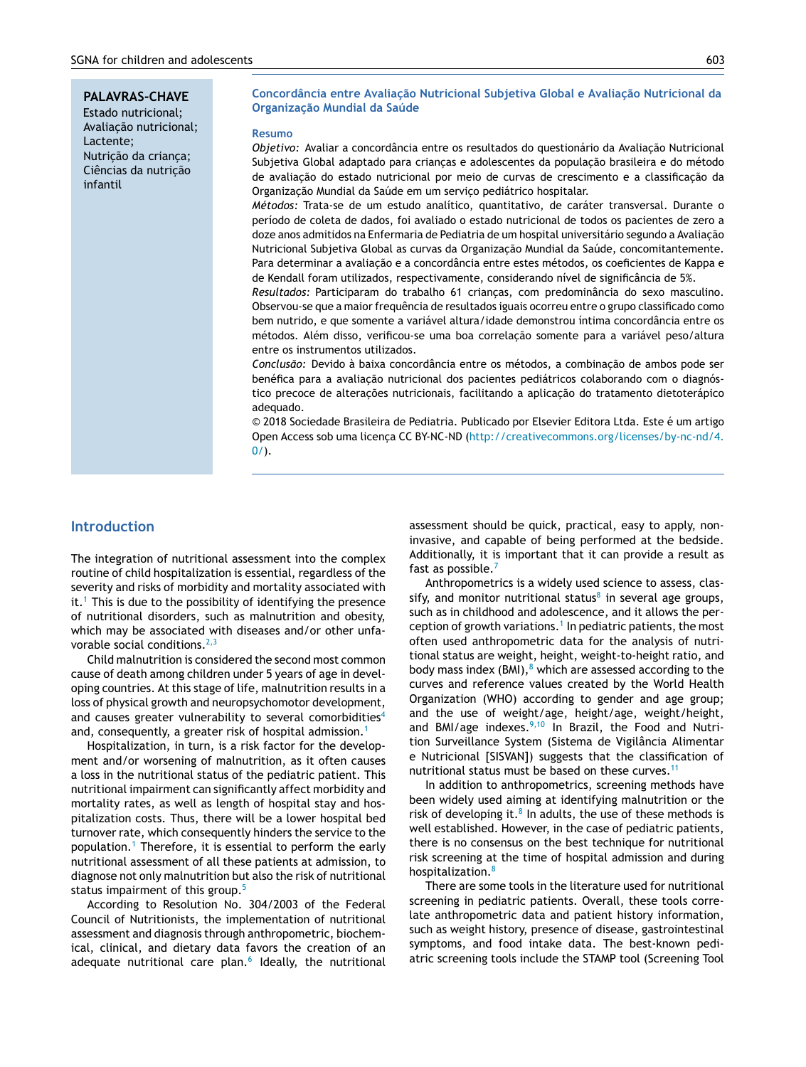**PALAVRAS-CHAVE**
Estado nutricional;
Avaliação nutricional;
Lactente;
Nutrição da criança;
Ciências da nutrição infantil

### Concordância entre Avaliação Nutricional Subjetiva Global e Avaliação Nutricional da Organização Mundial da Saúde

**Resumo**

*Objetivo:* Avaliar a concordância entre os resultados do questionário da Avaliação Nutricional Subjetiva Global adaptado para crianças e adolescentes da população brasileira e do método de avaliação do estado nutricional por meio de curvas de crescimento e a classificação da Organização Mundial da Saúde em um serviço pediátrico hospitalar.

*Métodos:* Trata-se de um estudo analítico, quantitativo, de caráter transversal. Durante o período de coleta de dados, foi avaliado o estado nutricional de todos os pacientes de zero a doze anos admitidos na Enfermaria de Pediatria de um hospital universitário segundo a Avaliação Nutricional Subjetiva Global as curvas da Organização Mundial da Saúde, concomitantemente. Para determinar a avaliação e a concordância entre estes métodos, os coeficientes de Kappa e de Kendall foram utilizados, respectivamente, considerando nível de significância de 5%.

*Resultados:* Participaram do trabalho 61 crianças, com predominância do sexo masculino. Observou-se que a maior frequência de resultados iguais ocorreu entre o grupo classificado como bem nutrido, e que somente a variável altura/idade demonstrou íntima concordância entre os métodos. Além disso, verificou-se uma boa correlação somente para a variável peso/altura entre os instrumentos utilizados.

*Conclusão:* Devido à baixa concordância entre os métodos, a combinação de ambos pode ser benéfica para a avaliação nutricional dos pacientes pediátricos colaborando com o diagnóstico precoce de alterações nutricionais, facilitando a aplicação do tratamento dietoterápico adequado.

© 2018 Sociedade Brasileira de Pediatria. Publicado por Elsevier Editora Ltda. Este é um artigo Open Access sob uma licença CC BY-NC-ND (http://creativecommons.org/licenses/by-nc-nd/4.0/).

## Introduction

The integration of nutritional assessment into the complex routine of child hospitalization is essential, regardless of the severity and risks of morbidity and mortality associated with it.[1] This is due to the possibility of identifying the presence of nutritional disorders, such as malnutrition and obesity, which may be associated with diseases and/or other unfavorable social conditions.[2,3]

Child malnutrition is considered the second most common cause of death among children under 5 years of age in developing countries. At this stage of life, malnutrition results in a loss of physical growth and neuropsychomotor development, and causes greater vulnerability to several comorbidities[4] and, consequently, a greater risk of hospital admission.[1]

Hospitalization, in turn, is a risk factor for the development and/or worsening of malnutrition, as it often causes a loss in the nutritional status of the pediatric patient. This nutritional impairment can significantly affect morbidity and mortality rates, as well as length of hospital stay and hospitalization costs. Thus, there will be a lower hospital bed turnover rate, which consequently hinders the service to the population.[1] Therefore, it is essential to perform the early nutritional assessment of all these patients at admission, to diagnose not only malnutrition but also the risk of nutritional status impairment of this group.[5]

According to Resolution No. 304/2003 of the Federal Council of Nutritionists, the implementation of nutritional assessment and diagnosis through anthropometric, biochemical, clinical, and dietary data favors the creation of an adequate nutritional care plan.[6] Ideally, the nutritional assessment should be quick, practical, easy to apply, non-invasive, and capable of being performed at the bedside. Additionally, it is important that it can provide a result as fast as possible.[7]

Anthropometrics is a widely used science to assess, classify, and monitor nutritional status[8] in several age groups, such as in childhood and adolescence, and it allows the perception of growth variations.[1] In pediatric patients, the most often used anthropometric data for the analysis of nutritional status are weight, height, weight-to-height ratio, and body mass index (BMI),[8] which are assessed according to the curves and reference values created by the World Health Organization (WHO) according to gender and age group; and the use of weight/age, height/age, weight/height, and BMI/age indexes.[9,10] In Brazil, the Food and Nutrition Surveillance System (Sistema de Vigilância Alimentar e Nutricional [SISVAN]) suggests that the classification of nutritional status must be based on these curves.[11]

In addition to anthropometrics, screening methods have been widely used aiming at identifying malnutrition or the risk of developing it.[8] In adults, the use of these methods is well established. However, in the case of pediatric patients, there is no consensus on the best technique for nutritional risk screening at the time of hospital admission and during hospitalization.[8]

There are some tools in the literature used for nutritional screening in pediatric patients. Overall, these tools correlate anthropometric data and patient history information, such as weight history, presence of disease, gastrointestinal symptoms, and food intake data. The best-known pediatric screening tools include the STAMP tool (Screening Tool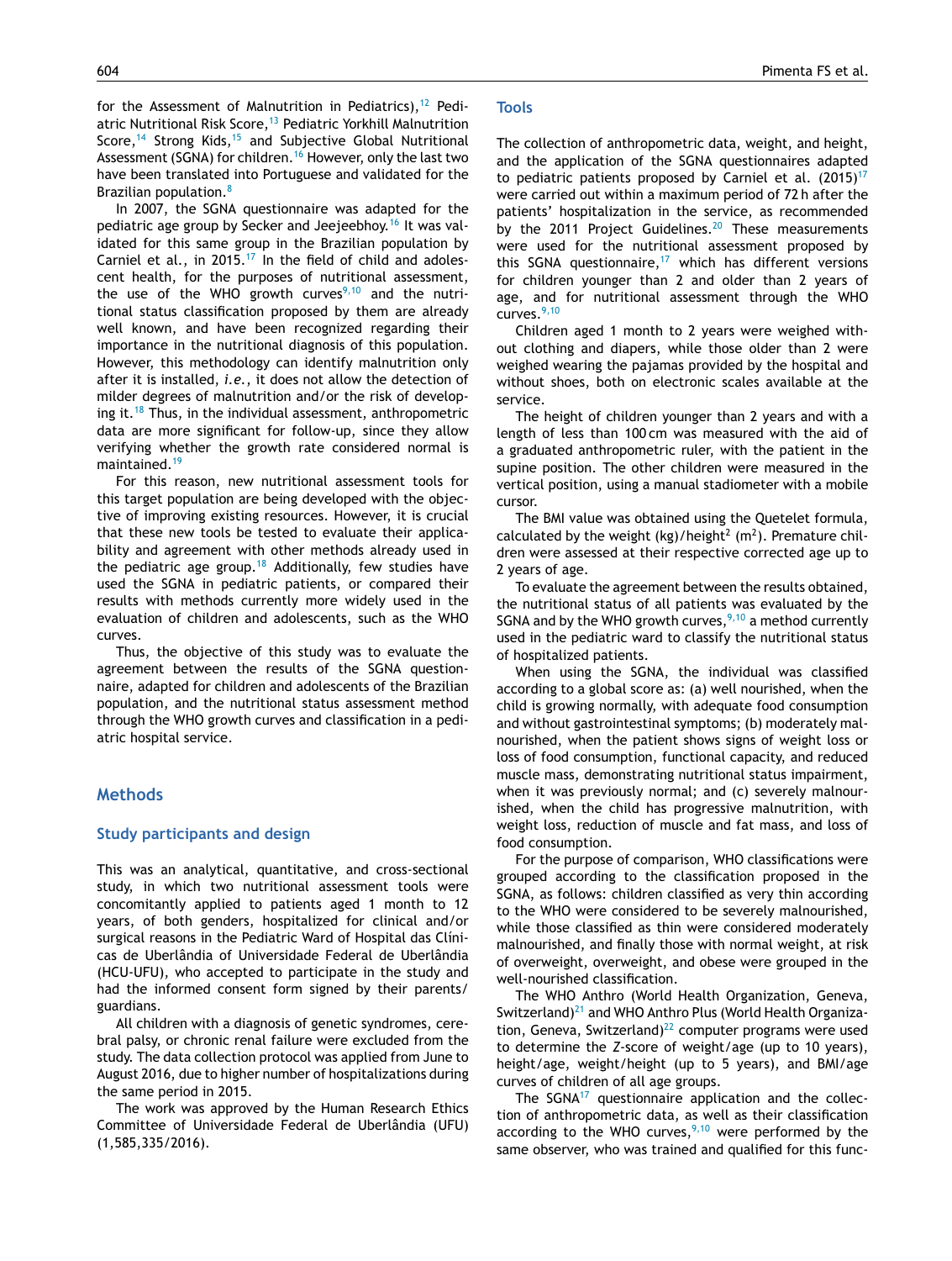for the Assessment of Malnutrition in Pediatrics),[12] Pediatric Nutritional Risk Score,[13] Pediatric Yorkhill Malnutrition Score,[14] Strong Kids,[15] and Subjective Global Nutritional Assessment (SGNA) for children.[16] However, only the last two have been translated into Portuguese and validated for the Brazilian population.[8]

In 2007, the SGNA questionnaire was adapted for the pediatric age group by Secker and Jeejeebhoy.[16] It was validated for this same group in the Brazilian population by Carniel et al., in 2015.[17] In the field of child and adolescent health, for the purposes of nutritional assessment, the use of the WHO growth curves[9,10] and the nutritional status classification proposed by them are already well known, and have been recognized regarding their importance in the nutritional diagnosis of this population. However, this methodology can identify malnutrition only after it is installed, *i.e.*, it does not allow the detection of milder degrees of malnutrition and/or the risk of developing it.[18] Thus, in the individual assessment, anthropometric data are more significant for follow-up, since they allow verifying whether the growth rate considered normal is maintained.[19]

For this reason, new nutritional assessment tools for this target population are being developed with the objective of improving existing resources. However, it is crucial that these new tools be tested to evaluate their applicability and agreement with other methods already used in the pediatric age group.[18] Additionally, few studies have used the SGNA in pediatric patients, or compared their results with methods currently more widely used in the evaluation of children and adolescents, such as the WHO curves.

Thus, the objective of this study was to evaluate the agreement between the results of the SGNA questionnaire, adapted for children and adolescents of the Brazilian population, and the nutritional status assessment method through the WHO growth curves and classification in a pediatric hospital service.

## Methods

### Study participants and design

This was an analytical, quantitative, and cross-sectional study, in which two nutritional assessment tools were concomitantly applied to patients aged 1 month to 12 years, of both genders, hospitalized for clinical and/or surgical reasons in the Pediatric Ward of Hospital das Clínicas de Uberlândia of Universidade Federal de Uberlândia (HCU-UFU), who accepted to participate in the study and had the informed consent form signed by their parents/guardians.

All children with a diagnosis of genetic syndromes, cerebral palsy, or chronic renal failure were excluded from the study. The data collection protocol was applied from June to August 2016, due to higher number of hospitalizations during the same period in 2015.

The work was approved by the Human Research Ethics Committee of Universidade Federal de Uberlândia (UFU) (1,585,335/2016).

### Tools

The collection of anthropometric data, weight, and height, and the application of the SGNA questionnaires adapted to pediatric patients proposed by Carniel et al. (2015)[17] were carried out within a maximum period of 72 h after the patients' hospitalization in the service, as recommended by the 2011 Project Guidelines.[20] These measurements were used for the nutritional assessment proposed by this SGNA questionnaire,[17] which has different versions for children younger than 2 and older than 2 years of age, and for nutritional assessment through the WHO curves.[9,10]

Children aged 1 month to 2 years were weighed without clothing and diapers, while those older than 2 were weighed wearing the pajamas provided by the hospital and without shoes, both on electronic scales available at the service.

The height of children younger than 2 years and with a length of less than 100 cm was measured with the aid of a graduated anthropometric ruler, with the patient in the supine position. The other children were measured in the vertical position, using a manual stadiometer with a mobile cursor.

The BMI value was obtained using the Quetelet formula, calculated by the weight (kg)/height$^2$ (m$^2$). Premature children were assessed at their respective corrected age up to 2 years of age.

To evaluate the agreement between the results obtained, the nutritional status of all patients was evaluated by the SGNA and by the WHO growth curves,[9,10] a method currently used in the pediatric ward to classify the nutritional status of hospitalized patients.

When using the SGNA, the individual was classified according to a global score as: (a) well nourished, when the child is growing normally, with adequate food consumption and without gastrointestinal symptoms; (b) moderately malnourished, when the patient shows signs of weight loss or loss of food consumption, functional capacity, and reduced muscle mass, demonstrating nutritional status impairment, when it was previously normal; and (c) severely malnourished, when the child has progressive malnutrition, with weight loss, reduction of muscle and fat mass, and loss of food consumption.

For the purpose of comparison, WHO classifications were grouped according to the classification proposed in the SGNA, as follows: children classified as very thin according to the WHO were considered to be severely malnourished, while those classified as thin were considered moderately malnourished, and finally those with normal weight, at risk of overweight, overweight, and obese were grouped in the well-nourished classification.

The WHO Anthro (World Health Organization, Geneva, Switzerland)[21] and WHO Anthro Plus (World Health Organization, Geneva, Switzerland)[22] computer programs were used to determine the Z-score of weight/age (up to 10 years), height/age, weight/height (up to 5 years), and BMI/age curves of children of all age groups.

The SGNA[17] questionnaire application and the collection of anthropometric data, as well as their classification according to the WHO curves,[9,10] were performed by the same observer, who was trained and qualified for this func-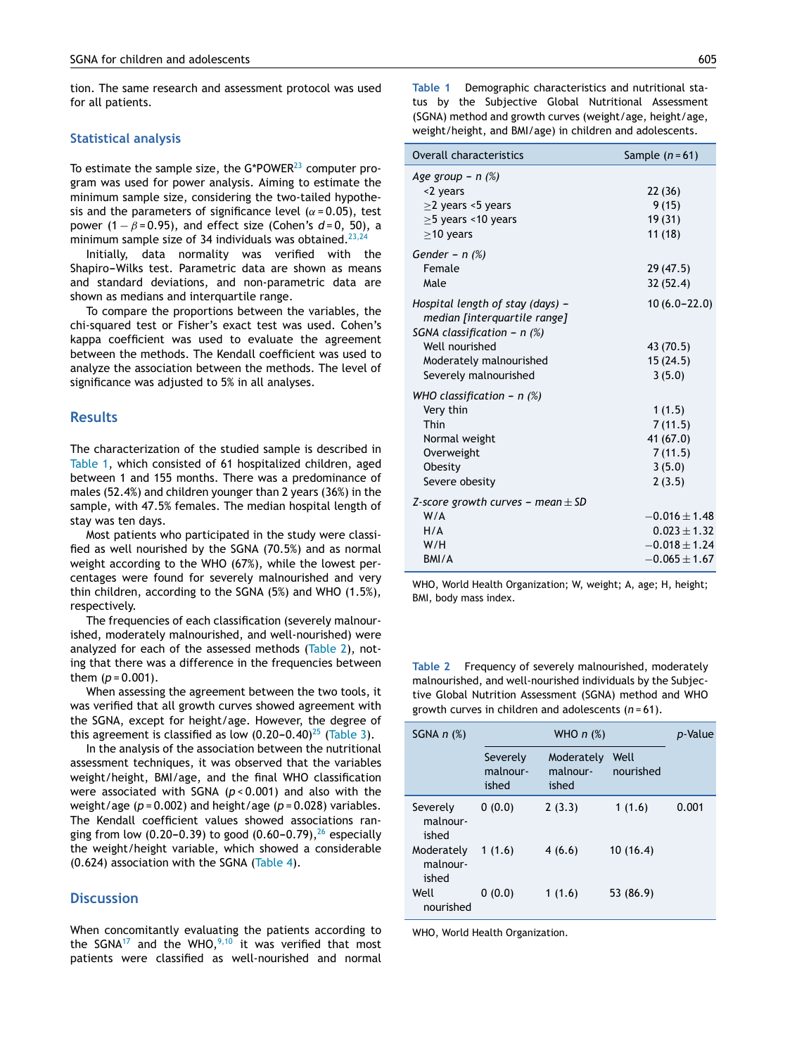tion. The same research and assessment protocol was used for all patients.

## Statistical analysis

To estimate the sample size, the G*POWER[23] computer program was used for power analysis. Aiming to estimate the minimum sample size, considering the two-tailed hypothesis and the parameters of significance level ($\alpha = 0.05$), test power ($1 - \beta = 0.95$), and effect size (Cohen's $d = 0, 50$), a minimum sample size of 34 individuals was obtained.[23,24]

Initially, data normality was verified with the Shapiro–Wilks test. Parametric data are shown as means and standard deviations, and non-parametric data are shown as medians and interquartile range.

To compare the proportions between the variables, the chi-squared test or Fisher's exact test was used. Cohen's kappa coefficient was used to evaluate the agreement between the methods. The Kendall coefficient was used to analyze the association between the methods. The level of significance was adjusted to 5% in all analyses.

# Results

The characterization of the studied sample is described in Table 1, which consisted of 61 hospitalized children, aged between 1 and 155 months. There was a predominance of males (52.4%) and children younger than 2 years (36%) in the sample, with 47.5% females. The median hospital length of stay was ten days.

Most patients who participated in the study were classified as well nourished by the SGNA (70.5%) and as normal weight according to the WHO (67%), while the lowest percentages were found for severely malnourished and very thin children, according to the SGNA (5%) and WHO (1.5%), respectively.

The frequencies of each classification (severely malnourished, moderately malnourished, and well-nourished) were analyzed for each of the assessed methods (Table 2), noting that there was a difference in the frequencies between them ($p = 0.001$).

When assessing the agreement between the two tools, it was verified that all growth curves showed agreement with the SGNA, except for height/age. However, the degree of this agreement is classified as low (0.20–0.40)[25] (Table 3).

In the analysis of the association between the nutritional assessment techniques, it was observed that the variables weight/height, BMI/age, and the final WHO classification were associated with SGNA ($p < 0.001$) and also with the weight/age ($p = 0.002$) and height/age ($p = 0.028$) variables. The Kendall coefficient values showed associations ranging from low (0.20–0.39) to good (0.60–0.79),[26] especially the weight/height variable, which showed a considerable (0.624) association with the SGNA (Table 4).

# Discussion

When concomitantly evaluating the patients according to the SGNA[17] and the WHO,[9,10] it was verified that most patients were classified as well-nourished and normal

**Table 1** Demographic characteristics and nutritional status by the Subjective Global Nutritional Assessment (SGNA) method and growth curves (weight/age, height/age, weight/height, and BMI/age) in children and adolescents.

| Overall characteristics | Sample ($n = 61$) |
|---|---|
| *Age group – n (%)* | |
| <2 years | 22 (36) |
| ≥2 years <5 years | 9 (15) |
| ≥5 years <10 years | 19 (31) |
| ≥10 years | 11 (18) |
| *Gender – n (%)* | |
| Female | 29 (47.5) |
| Male | 32 (52.4) |
| *Hospital length of stay (days) – median [interquartile range]* | 10 (6.0–22.0) |
| *SGNA classification – n (%)* | |
| Well nourished | 43 (70.5) |
| Moderately malnourished | 15 (24.5) |
| Severely malnourished | 3 (5.0) |
| *WHO classification – n (%)* | |
| Very thin | 1 (1.5) |
| Thin | 7 (11.5) |
| Normal weight | 41 (67.0) |
| Overweight | 7 (11.5) |
| Obesity | 3 (5.0) |
| Severe obesity | 2 (3.5) |
| *Z-score growth curves – mean ± SD* | |
| W/A | $-0.016 \pm 1.48$ |
| H/A | $0.023 \pm 1.32$ |
| W/H | $-0.018 \pm 1.24$ |
| BMI/A | $-0.065 \pm 1.67$ |

WHO, World Health Organization; W, weight; A, age; H, height; BMI, body mass index.

**Table 2** Frequency of severely malnourished, moderately malnourished, and well-nourished individuals by the Subjective Global Nutrition Assessment (SGNA) method and WHO growth curves in children and adolescents ($n = 61$).

| SGNA n (%) | WHO n (%) | | | p-Value |
|---|---|---|---|---|
| | Severely malnourished | Moderately malnourished | Well nourished | |
| Severely malnourished | 0 (0.0) | 2 (3.3) | 1 (1.6) | 0.001 |
| Moderately malnourished | 1 (1.6) | 4 (6.6) | 10 (16.4) | |
| Well nourished | 0 (0.0) | 1 (1.6) | 53 (86.9) | |

WHO, World Health Organization.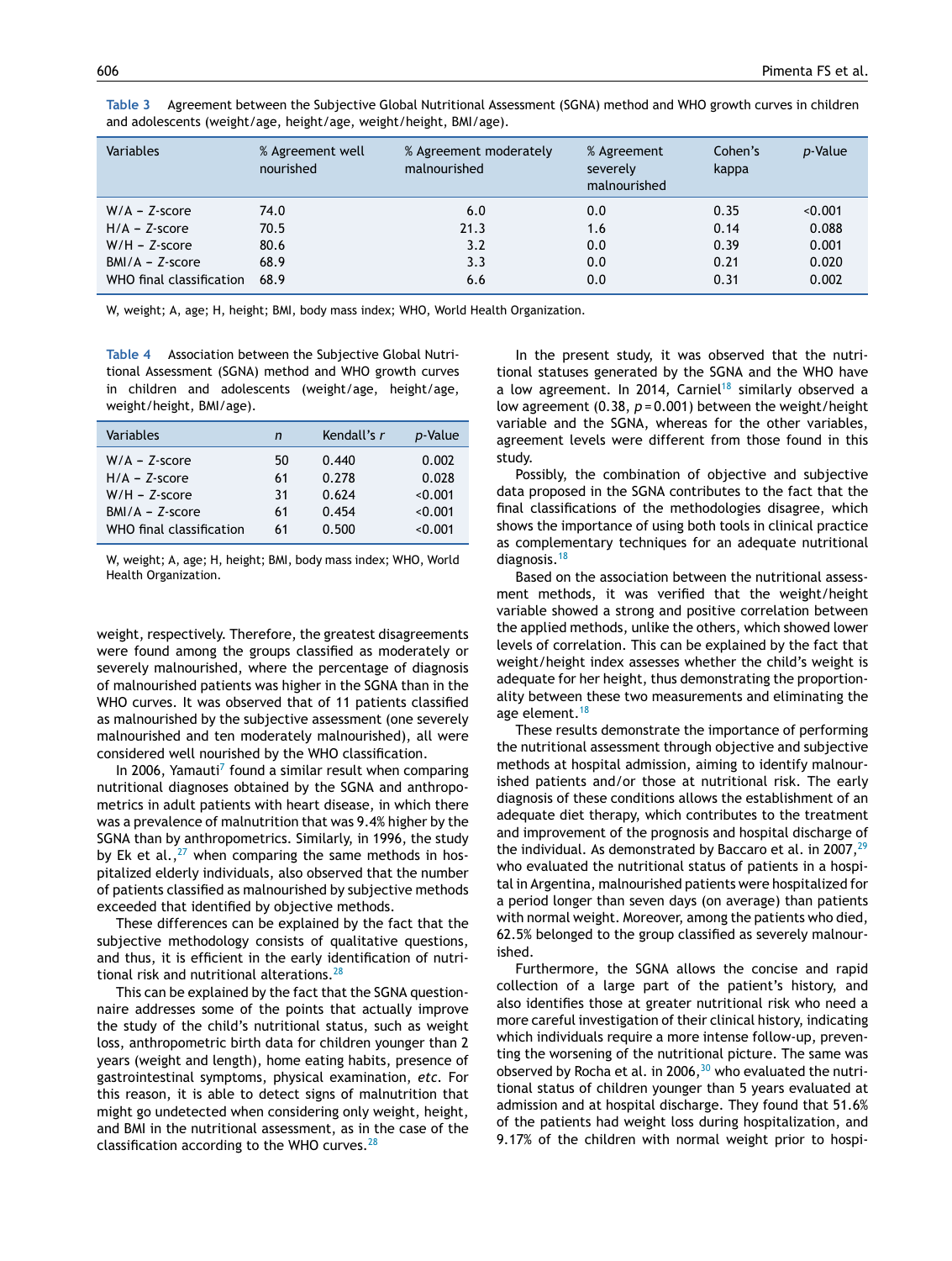**Table 3** Agreement between the Subjective Global Nutritional Assessment (SGNA) method and WHO growth curves in children and adolescents (weight/age, height/age, weight/height, BMI/age).

| Variables | % Agreement well nourished | % Agreement moderately malnourished | % Agreement severely malnourished | Cohen's kappa | *p*-Value |
|---|---|---|---|---|---|
| W/A – *Z*-score | 74.0 | 6.0 | 0.0 | 0.35 | <0.001 |
| H/A – *Z*-score | 70.5 | 21.3 | 1.6 | 0.14 | 0.088 |
| W/H – *Z*-score | 80.6 | 3.2 | 0.0 | 0.39 | 0.001 |
| BMI/A – *Z*-score | 68.9 | 3.3 | 0.0 | 0.21 | 0.020 |
| WHO final classification | 68.9 | 6.6 | 0.0 | 0.31 | 0.002 |

W, weight; A, age; H, height; BMI, body mass index; WHO, World Health Organization.

**Table 4** Association between the Subjective Global Nutritional Assessment (SGNA) method and WHO growth curves in children and adolescents (weight/age, height/age, weight/height, BMI/age).

| Variables | *n* | Kendall's *r* | *p*-Value |
|---|---|---|---|
| W/A – *Z*-score | 50 | 0.440 | 0.002 |
| H/A – *Z*-score | 61 | 0.278 | 0.028 |
| W/H – *Z*-score | 31 | 0.624 | <0.001 |
| BMI/A – *Z*-score | 61 | 0.454 | <0.001 |
| WHO final classification | 61 | 0.500 | <0.001 |

W, weight; A, age; H, height; BMI, body mass index; WHO, World Health Organization.

weight, respectively. Therefore, the greatest disagreements were found among the groups classified as moderately or severely malnourished, where the percentage of diagnosis of malnourished patients was higher in the SGNA than in the WHO curves. It was observed that of 11 patients classified as malnourished by the subjective assessment (one severely malnourished, and ten moderately malnourished), all were considered well nourished by the WHO classification.

In 2006, Yamauti[7] found a similar result when comparing nutritional diagnoses obtained by the SGNA and anthropometrics in adult patients with heart disease, in which there was a prevalence of malnutrition that was 9.4% higher by the SGNA than by anthropometrics. Similarly, in 1996, the study by Ek et al.,[27] when comparing the same methods in hospitalized elderly individuals, also observed that the number of patients classified as malnourished by subjective methods exceeded that identified by objective methods.

These differences can be explained by the fact that the subjective methodology consists of qualitative questions, and thus, it is efficient in the early identification of nutritional risk and nutritional alterations.[28]

This can be explained by the fact that the SGNA questionnaire addresses some of the points that actually improve the study of the child's nutritional status, such as weight loss, anthropometric birth data for children younger than 2 years (weight and length), home eating habits, presence of gastrointestinal symptoms, physical examination, *etc.* For this reason, it is able to detect signs of malnutrition that might go undetected when considering only weight, height, and BMI in the nutritional assessment, as in the case of the classification according to the WHO curves.[28]

In the present study, it was observed that the nutritional statuses generated by the SGNA and the WHO have a low agreement. In 2014, Carniel[18] similarly observed a low agreement (0.38, $p = 0.001$) between the weight/height variable and the SGNA, whereas for the other variables, agreement levels were different from those found in this study.

Possibly, the combination of objective and subjective data proposed in the SGNA contributes to the fact that the final classifications of the methodologies disagree, which shows the importance of using both tools in clinical practice as complementary techniques for an adequate nutritional diagnosis.[18]

Based on the association between the nutritional assessment methods, it was verified that the weight/height variable showed a strong and positive correlation between the applied methods, unlike the others, which showed lower levels of correlation. This can be explained by the fact that weight/height index assesses whether the child's weight is adequate for her height, thus demonstrating the proportionality between these two measurements and eliminating the age element.[18]

These results demonstrate the importance of performing the nutritional assessment through objective and subjective methods at hospital admission, aiming to identify malnourished patients and/or those at nutritional risk. The early diagnosis of these conditions allows the establishment of an adequate diet therapy, which contributes to the treatment and improvement of the prognosis and hospital discharge of the individual. As demonstrated by Baccaro et al. in 2007,[29] who evaluated the nutritional status of patients in a hospital in Argentina, malnourished patients were hospitalized for a period longer than seven days (on average) than patients with normal weight. Moreover, among the patients who died, 62.5% belonged to the group classified as severely malnourished.

Furthermore, the SGNA allows the concise and rapid collection of a large part of the patient's history, and also identifies those at greater nutritional risk who need a more careful investigation of their clinical history, indicating which individuals require a more intense follow-up, preventing the worsening of the nutritional picture. The same was observed by Rocha et al. in 2006,[30] who evaluated the nutritional status of children younger than 5 years evaluated at admission and at hospital discharge. They found that 51.6% of the patients had weight loss during hospitalization, and 9.17% of the children with normal weight prior to hospi-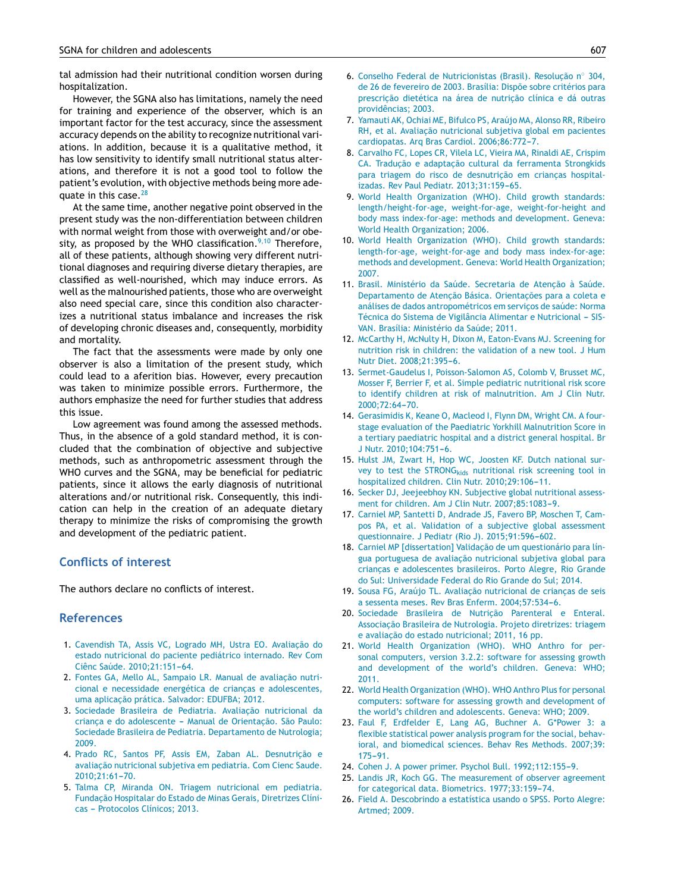tal admission had their nutritional condition worsen during hospitalization.

However, the SGNA also has limitations, namely the need for training and experience of the observer, which is an important factor for the test accuracy, since the assessment accuracy depends on the ability to recognize nutritional variations. In addition, because it is a qualitative method, it has low sensitivity to identify small nutritional status alterations, and therefore it is not a good tool to follow the patient's evolution, with objective methods being more adequate in this case.[28]

At the same time, another negative point observed in the present study was the non-differentiation between children with normal weight from those with overweight and/or obesity, as proposed by the WHO classification.[9,10] Therefore, all of these patients, although showing very different nutritional diagnoses and requiring diverse dietary therapies, are classified as well-nourished, which may induce errors. As well as the malnourished patients, those who are overweight also need special care, since this condition also characterizes a nutritional status imbalance and increases the risk of developing chronic diseases and, consequently, morbidity and mortality.

The fact that the assessments were made by only one observer is also a limitation of the present study, which could lead to a aferition bias. However, every precaution was taken to minimize possible errors. Furthermore, the authors emphasize the need for further studies that address this issue.

Low agreement was found among the assessed methods. Thus, in the absence of a gold standard method, it is concluded that the combination of objective and subjective methods, such as anthropometric assessment through the WHO curves and the SGNA, may be beneficial for pediatric patients, since it allows the early diagnosis of nutritional alterations and/or nutritional risk. Consequently, this indication can help in the creation of an adequate dietary therapy to minimize the risks of compromising the growth and development of the pediatric patient.

## Conflicts of interest

The authors declare no conflicts of interest.

## References

1. Cavendish TA, Assis VC, Logrado MH, Ustra EO. Avaliação do estado nutricional do paciente pediátrico internado. Rev Com Ciênc Saúde. 2010;21:151–64.
2. Fontes GA, Mello AL, Sampaio LR. Manual de avaliação nutricional e necessidade energética de crianças e adolescentes, uma aplicação prática. Salvador: EDUFBA; 2012.
3. Sociedade Brasileira de Pediatria. Avaliação nutricional da criança e do adolescente – Manual de Orientação. São Paulo: Sociedade Brasileira de Pediatria. Departamento de Nutrologia; 2009.
4. Prado RC, Santos PF, Assis EM, Zaban AL. Desnutrição e avaliação nutricional subjetiva em pediatria. Com Cienc Saude. 2010;21:61–70.
5. Talma CP, Miranda ON. Triagem nutricional em pediatria. Fundação Hospitalar do Estado de Minas Gerais, Diretrizes Clínicas – Protocolos Clínicos; 2013.
6. Conselho Federal de Nutricionistas (Brasil). Resolução n° 304, de 26 de fevereiro de 2003. Brasília: Dispõe sobre critérios para prescrição dietética na área de nutrição clínica e dá outras providências; 2003.
7. Yamauti AK, Ochiai ME, Bifulco PS, Araújo MA, Alonso RR, Ribeiro RH, et al. Avaliação nutricional subjetiva global em pacientes cardiopatas. Arq Bras Cardiol. 2006;86:772–7.
8. Carvalho FC, Lopes CR, Vilela LC, Vieira MA, Rinaldi AE, Crispim CA. Tradução e adaptação cultural da ferramenta Strongkids para triagem do risco de desnutrição em crianças hospitalizadas. Rev Paul Pediatr. 2013;31:159–65.
9. World Health Organization (WHO). Child growth standards: length/height-for-age, weight-for-age, weight-for-height and body mass index-for-age: methods and development. Geneva: World Health Organization; 2006.
10. World Health Organization (WHO). Child growth standards: length-for-age, weight-for-age and body mass index-for-age: methods and development. Geneva: World Health Organization; 2007.
11. Brasil. Ministério da Saúde. Secretaria de Atenção à Saúde. Departamento de Atenção Básica. Orientações para a coleta e análises de dados antropométricos em serviços de saúde: Norma Técnica do Sistema de Vigilância Alimentar e Nutricional – SISVAN. Brasília: Ministério da Saúde; 2011.
12. McCarthy H, McNulty H, Dixon M, Eaton-Evans MJ. Screening for nutrition risk in children: the validation of a new tool. J Hum Nutr Diet. 2008;21:395–6.
13. Sermet-Gaudelus I, Poisson-Salomon AS, Colomb V, Brusset MC, Mosser F, Berrier F, et al. Simple pediatric nutritional risk score to identify children at risk of malnutrition. Am J Clin Nutr. 2000;72:64–70.
14. Gerasimidis K, Keane O, Macleod I, Flynn DM, Wright CM. A four-stage evaluation of the Paediatric Yorkhill Malnutrition Score in a tertiary paediatric hospital and a district general hospital. Br J Nutr. 2010;104:751–6.
15. Hulst JM, Zwart H, Hop WC, Joosten KF. Dutch national survey to test the $STRONG_{kids}$ nutritional risk screening tool in hospitalized children. Clin Nutr. 2010;29:106–11.
16. Secker DJ, Jeejeebhoy KN. Subjective global nutritional assessment for children. Am J Clin Nutr. 2007;85:1083–9.
17. Carniel MP, Santetti D, Andrade JS, Favero BP, Moschen T, Campos PA, et al. Validation of a subjective global assessment questionnaire. J Pediatr (Rio J). 2015;91:596–602.
18. Carniel MP [dissertation] Validação de um questionário para língua portuguesa de avaliação nutricional subjetiva global para crianças e adolescentes brasileiros. Porto Alegre, Rio Grande do Sul: Universidade Federal do Rio Grande do Sul; 2014.
19. Sousa FG, Araújo TL. Avaliação nutricional de crianças de seis a sessenta meses. Rev Bras Enferm. 2004;57:534–6.
20. Sociedade Brasileira de Nutrição Parenteral e Enteral. Associação Brasileira de Nutrologia. Projeto diretrizes: triagem e avaliação do estado nutricional; 2011, 16 pp.
21. World Health Organization (WHO). WHO Anthro for personal computers, version 3.2.2: software for assessing growth and development of the world's children. Geneva: WHO; 2011.
22. World Health Organization (WHO). WHO Anthro Plus for personal computers: software for assessing growth and development of the world's children and adolescents. Geneva: WHO; 2009.
23. Faul F, Erdfelder E, Lang AG, Buchner A. G*Power 3: a flexible statistical power analysis program for the social, behavioral, and biomedical sciences. Behav Res Methods. 2007;39:175–91.
24. Cohen J. A power primer. Psychol Bull. 1992;112:155–9.
25. Landis JR, Koch GG. The measurement of observer agreement for categorical data. Biometrics. 1977;33:159–74.
26. Field A. Descobrindo a estatística usando o SPSS. Porto Alegre: Artmed; 2009.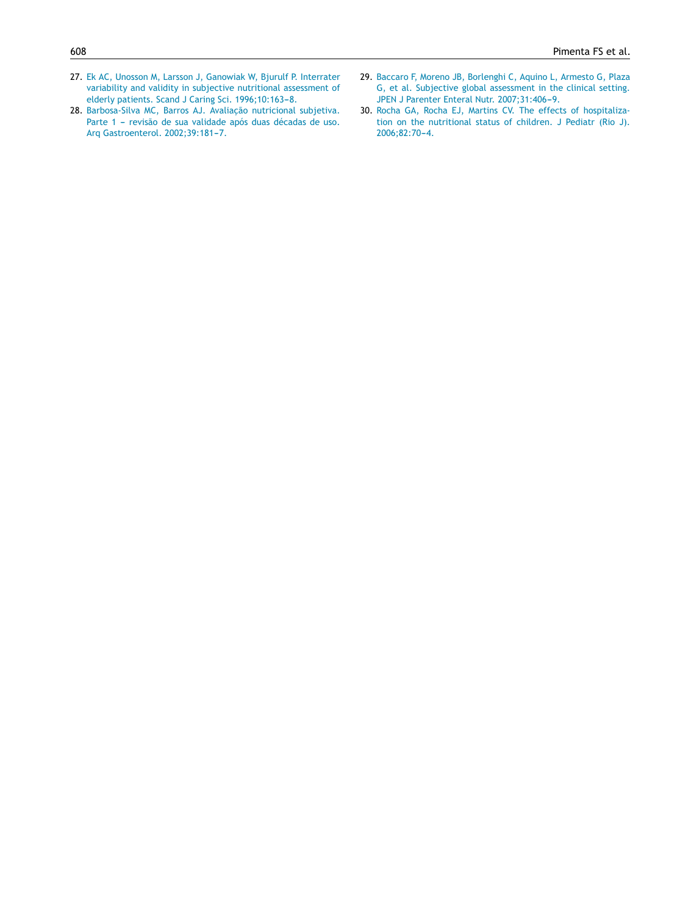27. Ek AC, Unosson M, Larsson J, Ganowiak W, Bjurulf P. Interrater variability and validity in subjective nutritional assessment of elderly patients. Scand J Caring Sci. 1996;10:163–8.
28. Barbosa-Silva MC, Barros AJ. Avaliação nutricional subjetiva. Parte 1 – revisão de sua validade após duas décadas de uso. Arq Gastroenterol. 2002;39:181–7.
29. Baccaro F, Moreno JB, Borlenghi C, Aquino L, Armesto G, Plaza G, et al. Subjective global assessment in the clinical setting. JPEN J Parenter Enteral Nutr. 2007;31:406–9.
30. Rocha GA, Rocha EJ, Martins CV. The effects of hospitalization on the nutritional status of children. J Pediatr (Rio J). 2006;82:70–4.